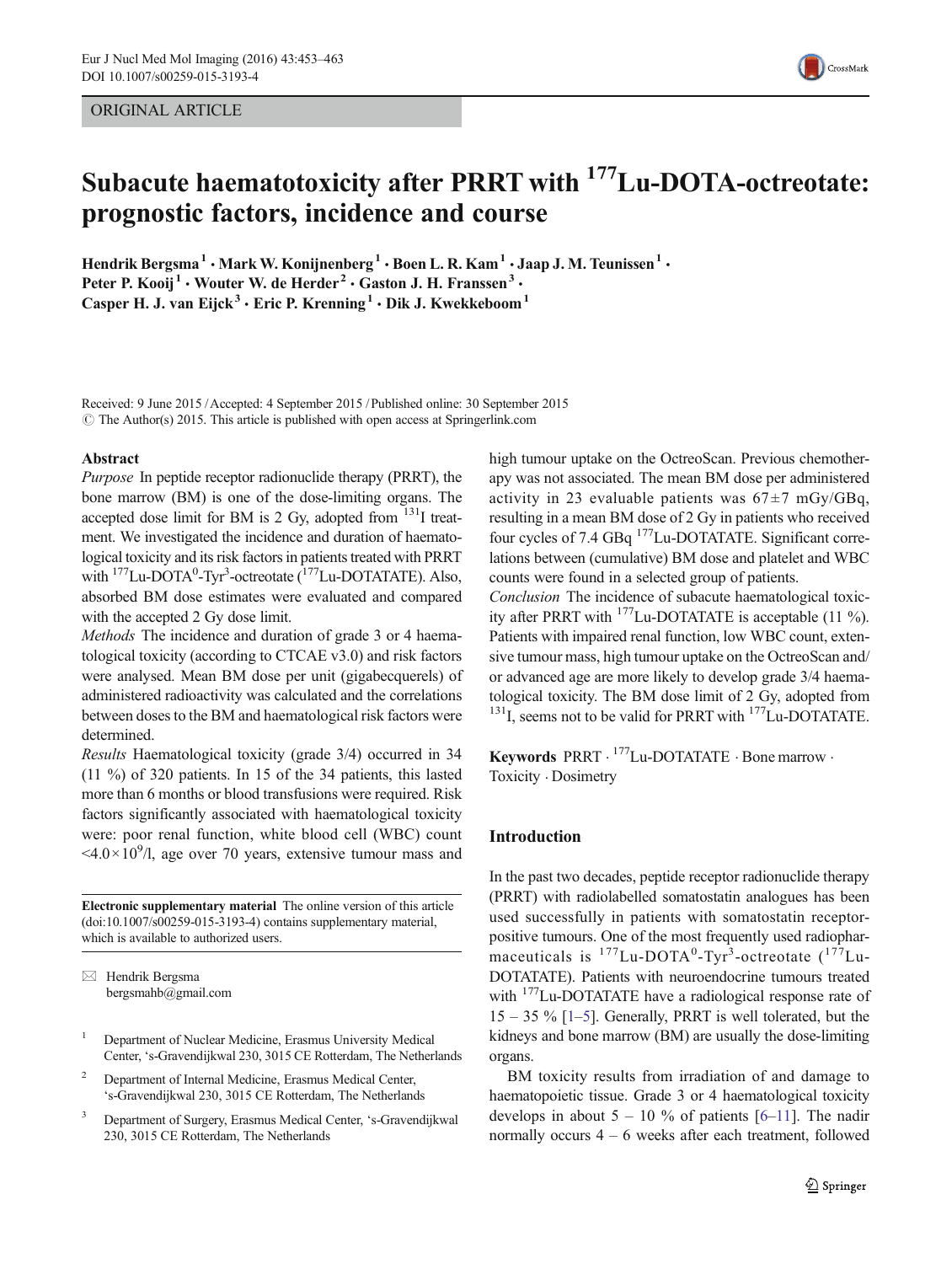ORIGINAL ARTICLE

# Subacute haematotoxicity after PRRT with $^{177}$Lu-DOTA-octreotate: prognostic factors, incidence and course

Hendrik Bergsma[1] · Mark W. Konijnenberg[1] · Boen L. R. Kam[1] · Jaap J. M. Teunissen[1] · Peter P. Kooij[1] · Wouter W. de Herder[2] · Gaston J. H. Franssen[3] · Casper H. J. van Eijck[3] · Eric P. Krenning[1] · Dik J. Kwekkeboom[1]

Received: 9 June 2015 / Accepted: 4 September 2015 / Published online: 30 September 2015
© The Author(s) 2015. This article is published with open access at Springerlink.com

## Abstract

*Purpose* In peptide receptor radionuclide therapy (PRRT), the bone marrow (BM) is one of the dose-limiting organs. The accepted dose limit for BM is 2 Gy, adopted from $^{131}$I treatment. We investigated the incidence and duration of haematological toxicity and its risk factors in patients treated with PRRT with $^{177}$Lu-DOTA$^{0}$-Tyr$^{3}$-octreotate ($^{177}$Lu-DOTATATE). Also, absorbed BM dose estimates were evaluated and compared with the accepted 2 Gy dose limit.

*Methods* The incidence and duration of grade 3 or 4 haematological toxicity (according to CTCAE v3.0) and risk factors were analysed. Mean BM dose per unit (gigabecquerels) of administered radioactivity was calculated and the correlations between doses to the BM and haematological risk factors were determined.

*Results* Haematological toxicity (grade 3/4) occurred in 34 (11 %) of 320 patients. In 15 of the 34 patients, this lasted more than 6 months or blood transfusions were required. Risk factors significantly associated with haematological toxicity were: poor renal function, white blood cell (WBC) count $<4.0\times10^{9}$/l, age over 70 years, extensive tumour mass and high tumour uptake on the OctreoScan. Previous chemotherapy was not associated. The mean BM dose per administered activity in 23 evaluable patients was $67\pm7$ mGy/GBq, resulting in a mean BM dose of 2 Gy in patients who received four cycles of 7.4 GBq $^{177}$Lu-DOTATATE. Significant correlations between (cumulative) BM dose and platelet and WBC counts were found in a selected group of patients.

*Conclusion* The incidence of subacute haematological toxicity after PRRT with $^{177}$Lu-DOTATATE is acceptable (11 %). Patients with impaired renal function, low WBC count, extensive tumour mass, high tumour uptake on the OctreoScan and/or advanced age are more likely to develop grade 3/4 haematological toxicity. The BM dose limit of 2 Gy, adopted from $^{131}$I, seems not to be valid for PRRT with $^{177}$Lu-DOTATATE.

**Keywords** PRRT · $^{177}$Lu-DOTATATE · Bone marrow · Toxicity · Dosimetry

**Electronic supplementary material** The online version of this article (doi:10.1007/s00259-015-3193-4) contains supplementary material, which is available to authorized users.

✉ Hendrik Bergsma
bergsmahb@gmail.com

1 Department of Nuclear Medicine, Erasmus University Medical Center, 's-Gravendijkwal 230, 3015 CE Rotterdam, The Netherlands

2 Department of Internal Medicine, Erasmus Medical Center, 's-Gravendijkwal 230, 3015 CE Rotterdam, The Netherlands

3 Department of Surgery, Erasmus Medical Center, 's-Gravendijkwal 230, 3015 CE Rotterdam, The Netherlands

## Introduction

In the past two decades, peptide receptor radionuclide therapy (PRRT) with radiolabelled somatostatin analogues has been used successfully in patients with somatostatin receptor-positive tumours. One of the most frequently used radiopharmaceuticals is $^{177}$Lu-DOTA$^{0}$-Tyr$^{3}$-octreotate ($^{177}$Lu-DOTATATE). Patients with neuroendocrine tumours treated with $^{177}$Lu-DOTATATE have a radiological response rate of 15 – 35 % [1–5]. Generally, PRRT is well tolerated, but the kidneys and bone marrow (BM) are usually the dose-limiting organs.

BM toxicity results from irradiation of and damage to haematopoietic tissue. Grade 3 or 4 haematological toxicity develops in about 5 – 10 % of patients [6–11]. The nadir normally occurs 4 – 6 weeks after each treatment, followed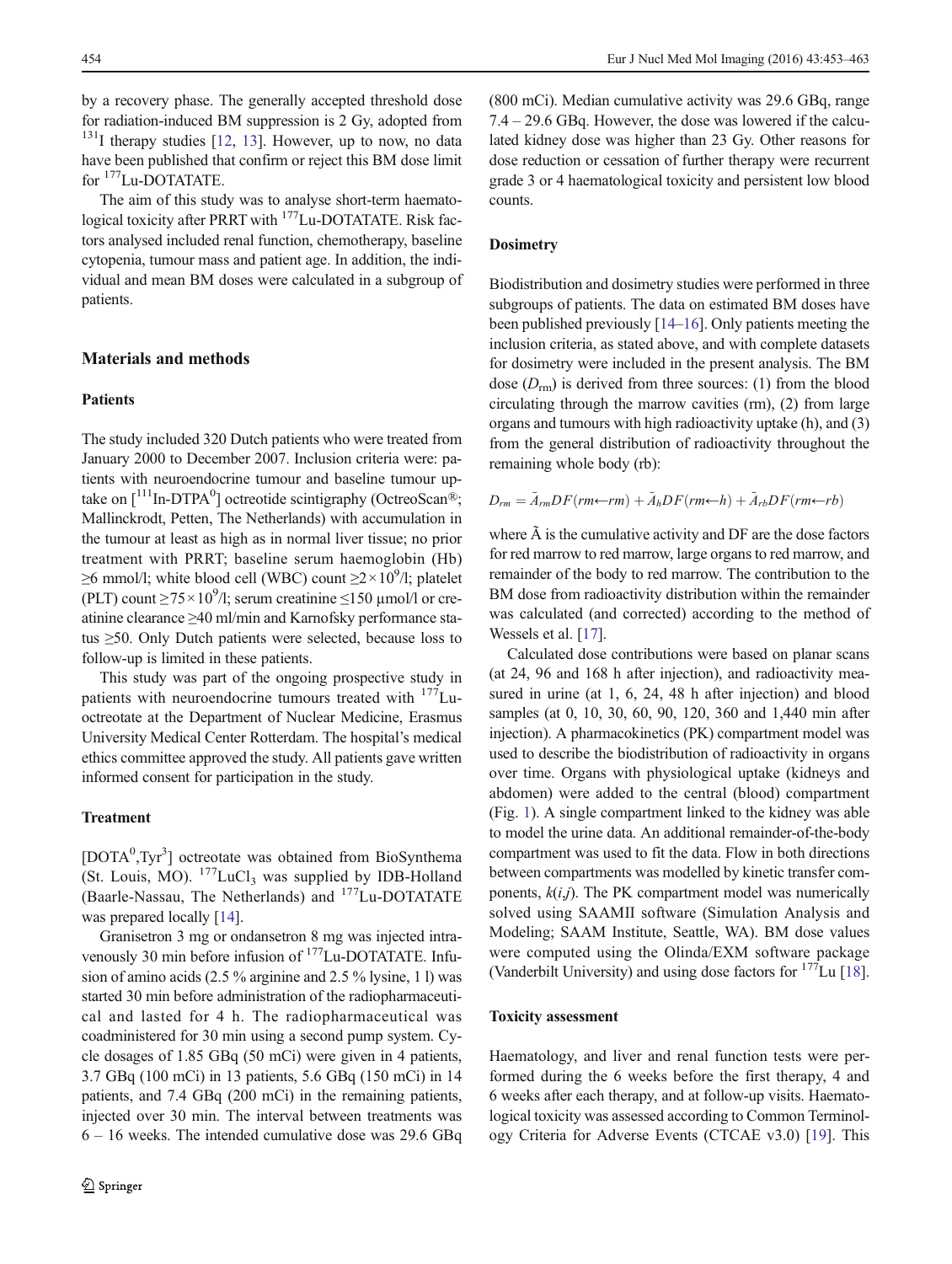by a recovery phase. The generally accepted threshold dose for radiation-induced BM suppression is 2 Gy, adopted from $^{131}$I therapy studies [12, 13]. However, up to now, no data have been published that confirm or reject this BM dose limit for $^{177}$Lu-DOTATATE.

The aim of this study was to analyse short-term haematological toxicity after PRRT with $^{177}$Lu-DOTATATE. Risk factors analysed included renal function, chemotherapy, baseline cytopenia, tumour mass and patient age. In addition, the individual and mean BM doses were calculated in a subgroup of patients.

## Materials and methods

### Patients

The study included 320 Dutch patients who were treated from January 2000 to December 2007. Inclusion criteria were: patients with neuroendocrine tumour and baseline tumour uptake on [$^{111}$In-DTPA$^0$] octreotide scintigraphy (OctreoScan®; Mallinckrodt, Petten, The Netherlands) with accumulation in the tumour at least as high as in normal liver tissue; no prior treatment with PRRT; baseline serum haemoglobin (Hb) ≥6 mmol/l; white blood cell (WBC) count ≥$2\times10^9$/l; platelet (PLT) count ≥$75\times10^9$/l; serum creatinine ≤150 μmol/l or creatinine clearance ≥40 ml/min and Karnofsky performance status ≥50. Only Dutch patients were selected, because loss to follow-up is limited in these patients.

This study was part of the ongoing prospective study in patients with neuroendocrine tumours treated with $^{177}$Lu-octreotate at the Department of Nuclear Medicine, Erasmus University Medical Center Rotterdam. The hospital's medical ethics committee approved the study. All patients gave written informed consent for participation in the study.

### Treatment

[DOTA$^0$,Tyr$^3$] octreotate was obtained from BioSynthema (St. Louis, MO). $^{177}LuCl_3$ was supplied by IDB-Holland (Baarle-Nassau, The Netherlands) and $^{177}$Lu-DOTATATE was prepared locally [14].

Granisetron 3 mg or ondansetron 8 mg was injected intravenously 30 min before infusion of $^{177}$Lu-DOTATATE. Infusion of amino acids (2.5 % arginine and 2.5 % lysine, 1 l) was started 30 min before administration of the radiopharmaceutical and lasted for 4 h. The radiopharmaceutical was coadministered for 30 min using a second pump system. Cycle dosages of 1.85 GBq (50 mCi) were given in 4 patients, 3.7 GBq (100 mCi) in 13 patients, 5.6 GBq (150 mCi) in 14 patients, and 7.4 GBq (200 mCi) in the remaining patients, injected over 30 min. The interval between treatments was 6 – 16 weeks. The intended cumulative dose was 29.6 GBq (800 mCi). Median cumulative activity was 29.6 GBq, range 7.4 – 29.6 GBq. However, the dose was lowered if the calculated kidney dose was higher than 23 Gy. Other reasons for dose reduction or cessation of further therapy were recurrent grade 3 or 4 haematological toxicity and persistent low blood counts.

### Dosimetry

Biodistribution and dosimetry studies were performed in three subgroups of patients. The data on estimated BM doses have been published previously [14–16]. Only patients meeting the inclusion criteria, as stated above, and with complete datasets for dosimetry were included in the present analysis. The BM dose ($D_{rm}$) is derived from three sources: (1) from the blood circulating through the marrow cavities (rm), (2) from large organs and tumours with high radioactivity uptake (h), and (3) from the general distribution of radioactivity throughout the remaining whole body (rb):

$$D_{rm} = \tilde{A}_{rm}DF(rm\leftarrow rm) + \tilde{A}_{h}DF(rm\leftarrow h) + \tilde{A}_{rb}DF(rm\leftarrow rb)$$

where $\tilde{A}$ is the cumulative activity and DF are the dose factors for red marrow to red marrow, large organs to red marrow, and remainder of the body to red marrow. The contribution to the BM dose from radioactivity distribution within the remainder was calculated (and corrected) according to the method of Wessels et al. [17].

Calculated dose contributions were based on planar scans (at 24, 96 and 168 h after injection), and radioactivity measured in urine (at 1, 6, 24, 48 h after injection) and blood samples (at 0, 10, 30, 60, 90, 120, 360 and 1,440 min after injection). A pharmacokinetics (PK) compartment model was used to describe the biodistribution of radioactivity in organs over time. Organs with physiological uptake (kidneys and abdomen) were added to the central (blood) compartment (Fig. 1). A single compartment linked to the kidney was able to model the urine data. An additional remainder-of-the-body compartment was used to fit the data. Flow in both directions between compartments was modelled by kinetic transfer components, $k(i,j)$. The PK compartment model was numerically solved using SAAMII software (Simulation Analysis and Modeling; SAAM Institute, Seattle, WA). BM dose values were computed using the Olinda/EXM software package (Vanderbilt University) and using dose factors for $^{177}$Lu [18].

### Toxicity assessment

Haematology, and liver and renal function tests were performed during the 6 weeks before the first therapy, 4 and 6 weeks after each therapy, and at follow-up visits. Haematological toxicity was assessed according to Common Terminology Criteria for Adverse Events (CTCAE v3.0) [19]. This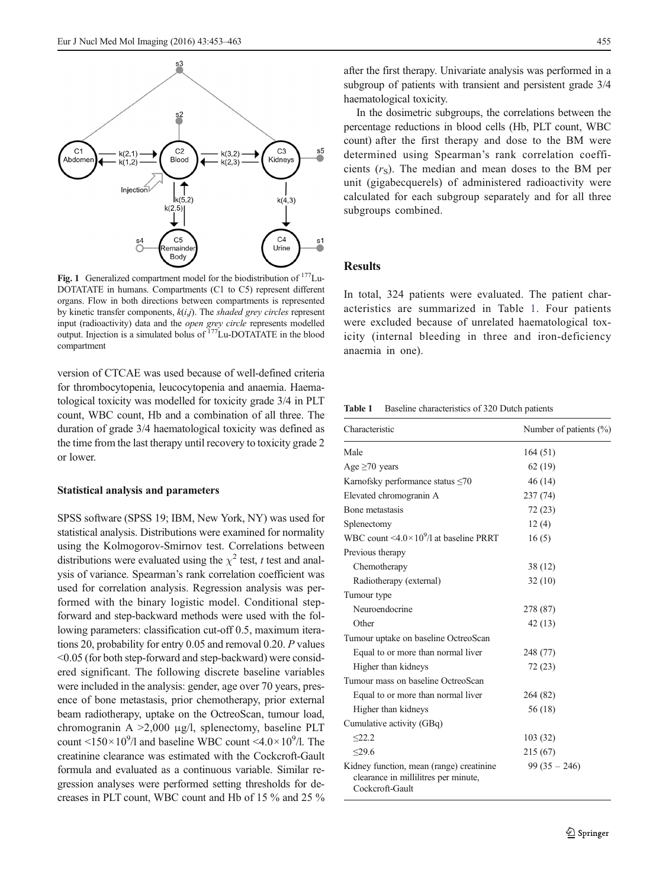Fig. 1 Generalized compartment model for the biodistribution of $^{177}$Lu-DOTATATE in humans. Compartments (C1 to C5) represent different organs. Flow in both directions between compartments is represented by kinetic transfer components, $k(i,j)$. The *shaded grey circles* represent input (radioactivity) data and the *open grey circle* represents modelled output. Injection is a simulated bolus of $^{177}$Lu-DOTATATE in the blood compartment

version of CTCAE was used because of well-defined criteria for thrombocytopenia, leucocytopenia and anaemia. Haematological toxicity was modelled for toxicity grade 3/4 in PLT count, WBC count, Hb and a combination of all three. The duration of grade 3/4 haematological toxicity was defined as the time from the last therapy until recovery to toxicity grade 2 or lower.

### Statistical analysis and parameters

SPSS software (SPSS 19; IBM, New York, NY) was used for statistical analysis. Distributions were examined for normality using the Kolmogorov-Smirnov test. Correlations between distributions were evaluated using the $\chi^2$ test, *t* test and analysis of variance. Spearman's rank correlation coefficient was used for correlation analysis. Regression analysis was performed with the binary logistic model. Conditional step-forward and step-backward methods were used with the following parameters: classification cut-off 0.5, maximum iterations 20, probability for entry 0.05 and removal 0.20. *P* values <0.05 (for both step-forward and step-backward) were considered significant. The following discrete baseline variables were included in the analysis: gender, age over 70 years, presence of bone metastasis, prior chemotherapy, prior external beam radiotherapy, uptake on the OctreoScan, tumour load, chromogranin A >2,000 μg/l, splenectomy, baseline PLT count $<150\times10^9$/l and baseline WBC count $<4.0\times10^9$/l. The creatinine clearance was estimated with the Cockcroft-Gault formula and evaluated as a continuous variable. Similar regression analyses were performed setting thresholds for decreases in PLT count, WBC count and Hb of 15 % and 25 % after the first therapy. Univariate analysis was performed in a subgroup of patients with transient and persistent grade 3/4 haematological toxicity.

In the dosimetric subgroups, the correlations between the percentage reductions in blood cells (Hb, PLT count, WBC count) after the first therapy and dose to the BM were determined using Spearman's rank correlation coefficients ($r_S$). The median and mean doses to the BM per unit (gigabecquerels) of administered radioactivity were calculated for each subgroup separately and for all three subgroups combined.

## Results

In total, 324 patients were evaluated. The patient characteristics are summarized in Table 1. Four patients were excluded because of unrelated haematological toxicity (internal bleeding in three and iron-deficiency anaemia in one).

**Table 1** Baseline characteristics of 320 Dutch patients

| Characteristic | Number of patients (%) |
|---|---|
| Male | 164 (51) |
| Age ≥70 years | 62 (19) |
| Karnofsky performance status ≤70 | 46 (14) |
| Elevated chromogranin A | 237 (74) |
| Bone metastasis | 72 (23) |
| Splenectomy | 12 (4) |
| WBC count $<4.0\times10^9$/l at baseline PRRT | 16 (5) |
| Previous therapy | |
| Chemotherapy | 38 (12) |
| Radiotherapy (external) | 32 (10) |
| Tumour type | |
| Neuroendocrine | 278 (87) |
| Other | 42 (13) |
| Tumour uptake on baseline OctreoScan | |
| Equal to or more than normal liver | 248 (77) |
| Higher than kidneys | 72 (23) |
| Tumour mass on baseline OctreoScan | |
| Equal to or more than normal liver | 264 (82) |
| Higher than kidneys | 56 (18) |
| Cumulative activity (GBq) | |
| ≤22.2 | 103 (32) |
| ≤29.6 | 215 (67) |
| Kidney function, mean (range) creatinine clearance in millilitres per minute, Cockcroft-Gault | 99 (35 – 246) |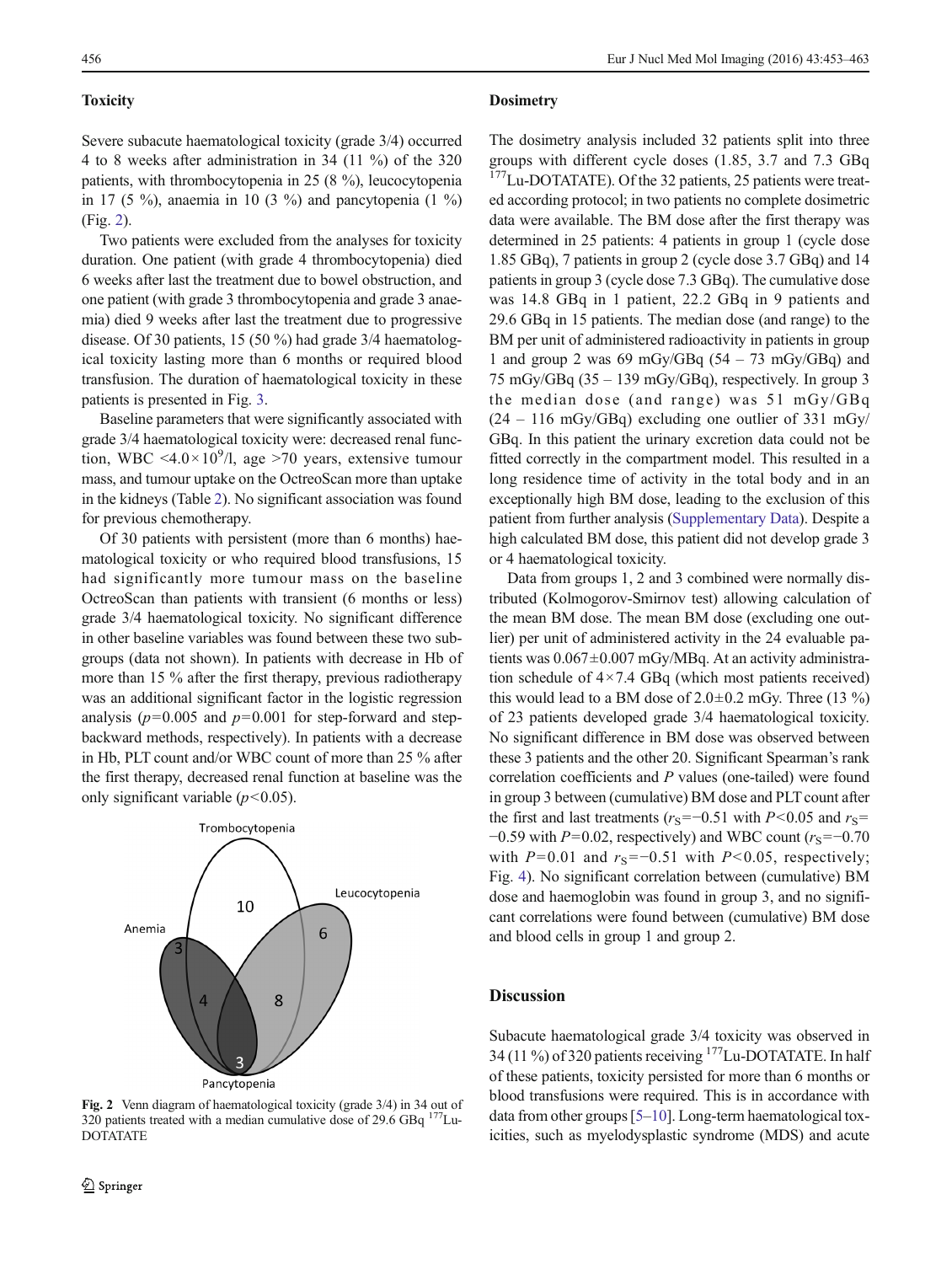### Toxicity

Severe subacute haematological toxicity (grade 3/4) occurred 4 to 8 weeks after administration in 34 (11 %) of the 320 patients, with thrombocytopenia in 25 (8 %), leucocytopenia in 17 (5 %), anaemia in 10 (3 %) and pancytopenia (1 %) (Fig. 2).

Two patients were excluded from the analyses for toxicity duration. One patient (with grade 4 thrombocytopenia) died 6 weeks after last the treatment due to bowel obstruction, and one patient (with grade 3 thrombocytopenia and grade 3 anaemia) died 9 weeks after last the treatment due to progressive disease. Of 30 patients, 15 (50 %) had grade 3/4 haematological toxicity lasting more than 6 months or required blood transfusion. The duration of haematological toxicity in these patients is presented in Fig. 3.

Baseline parameters that were significantly associated with grade 3/4 haematological toxicity were: decreased renal function, WBC $<4.0\times10^9$/l, age >70 years, extensive tumour mass, and tumour uptake on the OctreoScan more than uptake in the kidneys (Table 2). No significant association was found for previous chemotherapy.

Of 30 patients with persistent (more than 6 months) haematological toxicity or who required blood transfusions, 15 had significantly more tumour mass on the baseline OctreoScan than patients with transient (6 months or less) grade 3/4 haematological toxicity. No significant difference in other baseline variables was found between these two subgroups (data not shown). In patients with decrease in Hb of more than 15 % after the first therapy, previous radiotherapy was an additional significant factor in the logistic regression analysis ($p=0.005$ and $p=0.001$ for step-forward and step-backward methods, respectively). In patients with a decrease in Hb, PLT count and/or WBC count of more than 25 % after the first therapy, decreased renal function at baseline was the only significant variable ($p<0.05$).

Fig. 2 Venn diagram of haematological toxicity (grade 3/4) in 34 out of 320 patients treated with a median cumulative dose of 29.6 GBq [177]Lu-DOTATATE

### Dosimetry

The dosimetry analysis included 32 patients split into three groups with different cycle doses (1.85, 3.7 and 7.3 GBq [177]Lu-DOTATATE). Of the 32 patients, 25 patients were treated according protocol; in two patients no complete dosimetric data were available. The BM dose after the first therapy was determined in 25 patients: 4 patients in group 1 (cycle dose 1.85 GBq), 7 patients in group 2 (cycle dose 3.7 GBq) and 14 patients in group 3 (cycle dose 7.3 GBq). The cumulative dose was 14.8 GBq in 1 patient, 22.2 GBq in 9 patients and 29.6 GBq in 15 patients. The median dose (and range) to the BM per unit of administered radioactivity in patients in group 1 and group 2 was 69 mGy/GBq (54 – 73 mGy/GBq) and 75 mGy/GBq (35 – 139 mGy/GBq), respectively. In group 3 the median dose (and range) was 51 mGy/GBq (24 – 116 mGy/GBq) excluding one outlier of 331 mGy/GBq. In this patient the urinary excretion data could not be fitted correctly in the compartment model. This resulted in a long residence time of activity in the total body and in an exceptionally high BM dose, leading to the exclusion of this patient from further analysis (Supplementary Data). Despite a high calculated BM dose, this patient did not develop grade 3 or 4 haematological toxicity.

Data from groups 1, 2 and 3 combined were normally distributed (Kolmogorov-Smirnov test) allowing calculation of the mean BM dose. The mean BM dose (excluding one outlier) per unit of administered activity in the 24 evaluable patients was $0.067\pm0.007$ mGy/MBq. At an activity administration schedule of $4\times7.4$ GBq (which most patients received) this would lead to a BM dose of $2.0\pm0.2$ mGy. Three (13 %) of 23 patients developed grade 3/4 haematological toxicity. No significant difference in BM dose was observed between these 3 patients and the other 20. Significant Spearman's rank correlation coefficients and $P$ values (one-tailed) were found in group 3 between (cumulative) BM dose and PLT count after the first and last treatments ($r_S=-0.51$ with $P<0.05$ and $r_S=-0.59$ with $P=0.02$, respectively) and WBC count ($r_S=-0.70$ with $P=0.01$ and $r_S=-0.51$ with $P<0.05$, respectively; Fig. 4). No significant correlation between (cumulative) BM dose and haemoglobin was found in group 3, and no significant correlations were found between (cumulative) BM dose and blood cells in group 1 and group 2.

## Discussion

Subacute haematological grade 3/4 toxicity was observed in 34 (11 %) of 320 patients receiving [177]Lu-DOTATATE. In half of these patients, toxicity persisted for more than 6 months or blood transfusions were required. This is in accordance with data from other groups [5–10]. Long-term haematological toxicities, such as myelodysplastic syndrome (MDS) and acute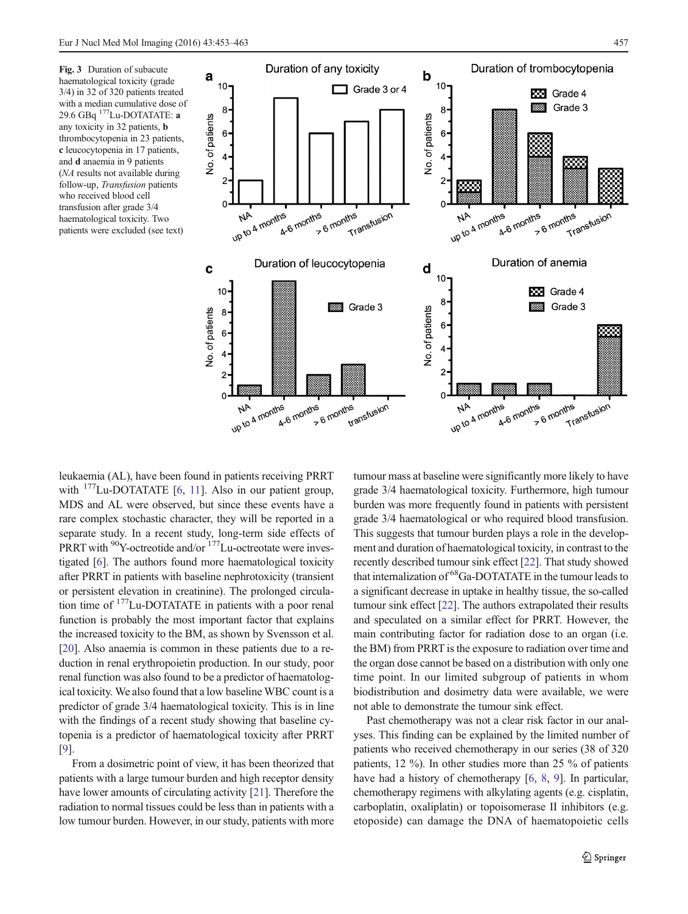**Fig. 3** Duration of subacute haematological toxicity (grade 3/4) in 32 of 320 patients treated with a median cumulative dose of 29.6 GBq $^{177}$Lu-DOTATATE: **a** any toxicity in 32 patients, **b** thrombocytopenia in 23 patients, **c** leucocytopenia in 17 patients, and **d** anaemia in 9 patients (*NA* results not available during follow-up, *Transfusion* patients who received blood cell transfusion after grade 3/4 haematological toxicity. Two patients were excluded (see text)

leukaemia (AL), have been found in patients receiving PRRT with $^{177}$Lu-DOTATATE [6, 11]. Also in our patient group, MDS and AL were observed, but since these events have a rare complex stochastic character, they will be reported in a separate study. In a recent study, long-term side effects of PRRT with $^{90}$Y-octreotide and/or $^{177}$Lu-octreotate were investigated [6]. The authors found more haematological toxicity after PRRT in patients with baseline nephrotoxicity (transient or persistent elevation in creatinine). The prolonged circulation time of $^{177}$Lu-DOTATATE in patients with a poor renal function is probably the most important factor that explains the increased toxicity to the BM, as shown by Svensson et al. [20]. Also anaemia is common in these patients due to a reduction in renal erythropoietin production. In our study, poor renal function was also found to be a predictor of haematological toxicity. We also found that a low baseline WBC count is a predictor of grade 3/4 haematological toxicity. This is in line with the findings of a recent study showing that baseline cytopenia is a predictor of haematological toxicity after PRRT [9].

From a dosimetric point of view, it has been theorized that patients with a large tumour burden and high receptor density have lower amounts of circulating activity [21]. Therefore the radiation to normal tissues could be less than in patients with a low tumour burden. However, in our study, patients with more tumour mass at baseline were significantly more likely to have grade 3/4 haematological toxicity. Furthermore, high tumour burden was more frequently found in patients with persistent grade 3/4 haematological or who required blood transfusion. This suggests that tumour burden plays a role in the development and duration of haematological toxicity, in contrast to the recently described tumour sink effect [22]. That study showed that internalization of $^{68}$Ga-DOTATATE in the tumour leads to a significant decrease in uptake in healthy tissue, the so-called tumour sink effect [22]. The authors extrapolated their results and speculated on a similar effect for PRRT. However, the main contributing factor for radiation dose to an organ (i.e. the BM) from PRRT is the exposure to radiation over time and the organ dose cannot be based on a distribution with only one time point. In our limited subgroup of patients in whom biodistribution and dosimetry data were available, we were not able to demonstrate the tumour sink effect.

Past chemotherapy was not a clear risk factor in our analyses. This finding can be explained by the limited number of patients who received chemotherapy in our series (38 of 320 patients, 12 %). In other studies more than 25 % of patients have had a history of chemotherapy [6, 8, 9]. In particular, chemotherapy regimens with alkylating agents (e.g. cisplatin, carboplatin, oxaliplatin) or topoisomerase II inhibitors (e.g. etoposide) can damage the DNA of haematopoietic cells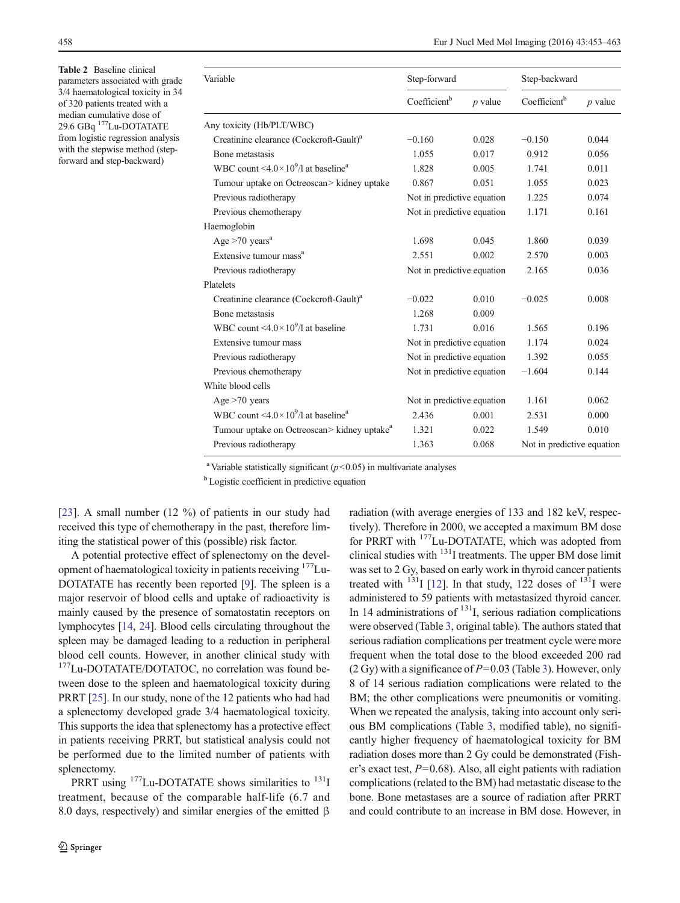**Table 2** Baseline clinical parameters associated with grade 3/4 haematological toxicity in 34 of 320 patients treated with a median cumulative dose of 29.6 GBq $^{177}$Lu-DOTATATE from logistic regression analysis with the stepwise method (step-forward and step-backward)

| Variable | Step-forward | | Step-backward | |
|---|---|---|---|---|
| | Coefficient[b] | *p* value | Coefficient[b] | *p* value |
| Any toxicity (Hb/PLT/WBC) | | | | |
| Creatinine clearance (Cockcroft-Gault)[a] | −0.160 | 0.028 | −0.150 | 0.044 |
| Bone metastasis | 1.055 | 0.017 | 0.912 | 0.056 |
| WBC count <4.0×10$^9$/l at baseline[a] | 1.828 | 0.005 | 1.741 | 0.011 |
| Tumour uptake on Octreoscan> kidney uptake | 0.867 | 0.051 | 1.055 | 0.023 |
| Previous radiotherapy | Not in predictive equation | | 1.225 | 0.074 |
| Previous chemotherapy | Not in predictive equation | | 1.171 | 0.161 |
| Haemoglobin | | | | |
| Age >70 years[a] | 1.698 | 0.045 | 1.860 | 0.039 |
| Extensive tumour mass[a] | 2.551 | 0.002 | 2.570 | 0.003 |
| Previous radiotherapy | Not in predictive equation | | 2.165 | 0.036 |
| Platelets | | | | |
| Creatinine clearance (Cockcroft-Gault)[a] | −0.022 | 0.010 | −0.025 | 0.008 |
| Bone metastasis | 1.268 | 0.009 | | |
| WBC count <4.0×10$^9$/l at baseline | 1.731 | 0.016 | 1.565 | 0.196 |
| Extensive tumour mass | Not in predictive equation | | 1.174 | 0.024 |
| Previous radiotherapy | Not in predictive equation | | 1.392 | 0.055 |
| Previous chemotherapy | Not in predictive equation | | −1.604 | 0.144 |
| White blood cells | | | | |
| Age >70 years | Not in predictive equation | | 1.161 | 0.062 |
| WBC count <4.0×10$^9$/l at baseline[a] | 2.436 | 0.001 | 2.531 | 0.000 |
| Tumour uptake on Octreoscan> kidney uptake[a] | 1.321 | 0.022 | 1.549 | 0.010 |
| Previous radiotherapy | 1.363 | 0.068 | Not in predictive equation | |

[a] Variable statistically significant ($p<0.05$) in multivariate analyses

[b] Logistic coefficient in predictive equation

[23]. A small number (12 %) of patients in our study had received this type of chemotherapy in the past, therefore limiting the statistical power of this (possible) risk factor.

A potential protective effect of splenectomy on the development of haematological toxicity in patients receiving $^{177}$Lu-DOTATATE has recently been reported [9]. The spleen is a major reservoir of blood cells and uptake of radioactivity is mainly caused by the presence of somatostatin receptors on lymphocytes [14, 24]. Blood cells circulating throughout the spleen may be damaged leading to a reduction in peripheral blood cell counts. However, in another clinical study with $^{177}$Lu-DOTATATE/DOTATOC, no correlation was found between dose to the spleen and haematological toxicity during PRRT [25]. In our study, none of the 12 patients who had had a splenectomy developed grade 3/4 haematological toxicity. This supports the idea that splenectomy has a protective effect in patients receiving PRRT, but statistical analysis could not be performed due to the limited number of patients with splenectomy.

PRRT using $^{177}$Lu-DOTATATE shows similarities to $^{131}$I treatment, because of the comparable half-life (6.7 and 8.0 days, respectively) and similar energies of the emitted β radiation (with average energies of 133 and 182 keV, respectively). Therefore in 2000, we accepted a maximum BM dose for PRRT with $^{177}$Lu-DOTATATE, which was adopted from clinical studies with $^{131}$I treatments. The upper BM dose limit was set to 2 Gy, based on early work in thyroid cancer patients treated with $^{131}$I [12]. In that study, 122 doses of $^{131}$I were administered to 59 patients with metastasized thyroid cancer. In 14 administrations of $^{131}$I, serious radiation complications were observed (Table 3, original table). The authors stated that serious radiation complications per treatment cycle were more frequent when the total dose to the blood exceeded 200 rad (2 Gy) with a significance of $P=0.03$ (Table 3). However, only 8 of 14 serious radiation complications were related to the BM; the other complications were pneumonitis or vomiting. When we repeated the analysis, taking into account only serious BM complications (Table 3, modified table), no significantly higher frequency of haematological toxicity for BM radiation doses more than 2 Gy could be demonstrated (Fisher's exact test, $P=0.68$). Also, all eight patients with radiation complications (related to the BM) had metastatic disease to the bone. Bone metastases are a source of radiation after PRRT and could contribute to an increase in BM dose. However, in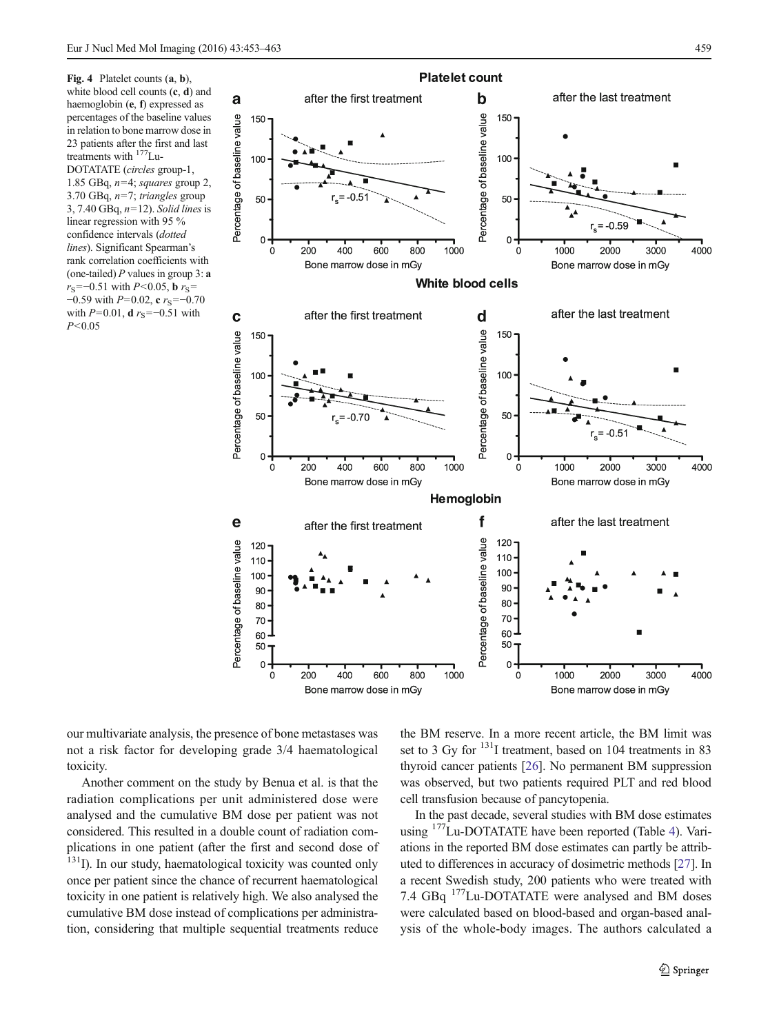**Fig. 4** Platelet counts (**a**, **b**), white blood cell counts (**c**, **d**) and haemoglobin (**e**, **f**) expressed as percentages of the baseline values in relation to bone marrow dose in 23 patients after the first and last treatments with $^{177}$Lu-DOTATATE (*circles* group-1, 1.85 GBq, *n*=4; *squares* group 2, 3.70 GBq, *n*=7; *triangles* group 3, 7.40 GBq, *n*=12). *Solid lines* is linear regression with 95 % confidence intervals (*dotted lines*). Significant Spearman's rank correlation coefficients with (one-tailed) *P* values in group 3: **a** $r_S$=−0.51 with $P$<0.05, **b** $r_S$=−0.59 with $P$=0.02, **c** $r_S$=−0.70 with $P$=0.01, **d** $r_S$=−0.51 with $P$<0.05

our multivariate analysis, the presence of bone metastases was not a risk factor for developing grade 3/4 haematological toxicity.

Another comment on the study by Benua et al. is that the radiation complications per unit administered dose were analysed and the cumulative BM dose per patient was not considered. This resulted in a double count of radiation complications in one patient (after the first and second dose of $^{131}$I). In our study, haematological toxicity was counted only once per patient since the chance of recurrent haematological toxicity in one patient is relatively high. We also analysed the cumulative BM dose instead of complications per administration, considering that multiple sequential treatments reduce the BM reserve. In a more recent article, the BM limit was set to 3 Gy for $^{131}$I treatment, based on 104 treatments in 83 thyroid cancer patients [26]. No permanent BM suppression was observed, but two patients required PLT and red blood cell transfusion because of pancytopenia.

In the past decade, several studies with BM dose estimates using $^{177}$Lu-DOTATATE have been reported (Table 4). Variations in the reported BM dose estimates can partly be attributed to differences in accuracy of dosimetric methods [27]. In a recent Swedish study, 200 patients who were treated with 7.4 GBq $^{177}$Lu-DOTATATE were analysed and BM doses were calculated based on blood-based and organ-based analysis of the whole-body images. The authors calculated a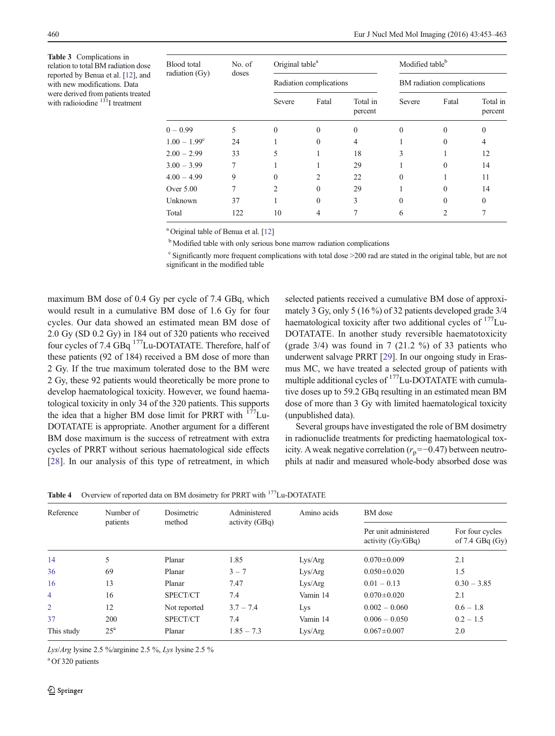**Table 3** Complications in relation to total BM radiation dose reported by Benua et al. [12], and with new modifications. Data were derived from patients treated with radioiodine $^{131}$I treatment

| Blood total radiation (Gy) | No. of doses | Original table[a] | | | Modified table[b] | | |
|---|---|---|---|---|---|---|---|
| | | Radiation complications | | | BM radiation complications | | |
| | | Severe | Fatal | Total in percent | Severe | Fatal | Total in percent |
| 0 – 0.99 | 5 | 0 | 0 | 0 | 0 | 0 | 0 |
| 1.00 – 1.99[c] | 24 | 1 | 0 | 4 | 1 | 0 | 4 |
| 2.00 – 2.99 | 33 | 5 | 1 | 18 | 3 | 1 | 12 |
| 3.00 – 3.99 | 7 | 1 | 1 | 29 | 1 | 0 | 14 |
| 4.00 – 4.99 | 9 | 0 | 2 | 22 | 0 | 1 | 11 |
| Over 5.00 | 7 | 2 | 0 | 29 | 1 | 0 | 14 |
| Unknown | 37 | 1 | 0 | 3 | 0 | 0 | 0 |
| Total | 122 | 10 | 4 | 7 | 6 | 2 | 7 |

[a] Original table of Benua et al. [12]

[b] Modified table with only serious bone marrow radiation complications

[c] Significantly more frequent complications with total dose >200 rad are stated in the original table, but are not significant in the modified table

maximum BM dose of 0.4 Gy per cycle of 7.4 GBq, which would result in a cumulative BM dose of 1.6 Gy for four cycles. Our data showed an estimated mean BM dose of 2.0 Gy (SD 0.2 Gy) in 184 out of 320 patients who received four cycles of 7.4 GBq $^{177}$Lu-DOTATATE. Therefore, half of these patients (92 of 184) received a BM dose of more than 2 Gy. If the true maximum tolerated dose to the BM were 2 Gy, these 92 patients would theoretically be more prone to develop haematological toxicity. However, we found haematological toxicity in only 34 of the 320 patients. This supports the idea that a higher BM dose limit for PRRT with $^{177}$Lu-DOTATATE is appropriate. Another argument for a different BM dose maximum is the success of retreatment with extra cycles of PRRT without serious haematological side effects [28]. In our analysis of this type of retreatment, in which selected patients received a cumulative BM dose of approximately 3 Gy, only 5 (16 %) of 32 patients developed grade 3/4 haematological toxicity after two additional cycles of $^{177}$Lu-DOTATATE. In another study reversible haematotoxicity (grade 3/4) was found in 7 (21.2 %) of 33 patients who underwent salvage PRRT [29]. In our ongoing study in Erasmus MC, we have treated a selected group of patients with multiple additional cycles of $^{177}$Lu-DOTATATE with cumulative doses up to 59.2 GBq resulting in an estimated mean BM dose of more than 3 Gy with limited haematological toxicity (unpublished data).

Several groups have investigated the role of BM dosimetry in radionuclide treatments for predicting haematological toxicity. A weak negative correlation ($r_p$=−0.47) between neutrophils at nadir and measured whole-body absorbed dose was

**Table 4** Overview of reported data on BM dosimetry for PRRT with $^{177}$Lu-DOTATATE

| Reference | Number of patients | Dosimetric method | Administered activity (GBq) | Amino acids | BM dose | |
|---|---|---|---|---|---|---|
| | | | | | Per unit administered activity (Gy/GBq) | For four cycles of 7.4 GBq (Gy) |
| 14 | 5 | Planar | 1.85 | Lys/Arg | 0.070±0.009 | 2.1 |
| 36 | 69 | Planar | 3 – 7 | Lys/Arg | 0.050±0.020 | 1.5 |
| 16 | 13 | Planar | 7.47 | Lys/Arg | 0.01 – 0.13 | 0.30 – 3.85 |
| 4 | 16 | SPECT/CT | 7.4 | Vamin 14 | 0.070±0.020 | 2.1 |
| 2 | 12 | Not reported | 3.7 – 7.4 | Lys | 0.002 – 0.060 | 0.6 – 1.8 |
| 37 | 200 | SPECT/CT | 7.4 | Vamin 14 | 0.006 – 0.050 | 0.2 – 1.5 |
| This study | 25[a] | Planar | 1.85 – 7.3 | Lys/Arg | 0.067±0.007 | 2.0 |

*Lys*/*Arg* lysine 2.5 %/arginine 2.5 %, *Lys* lysine 2.5 %

[a] Of 320 patients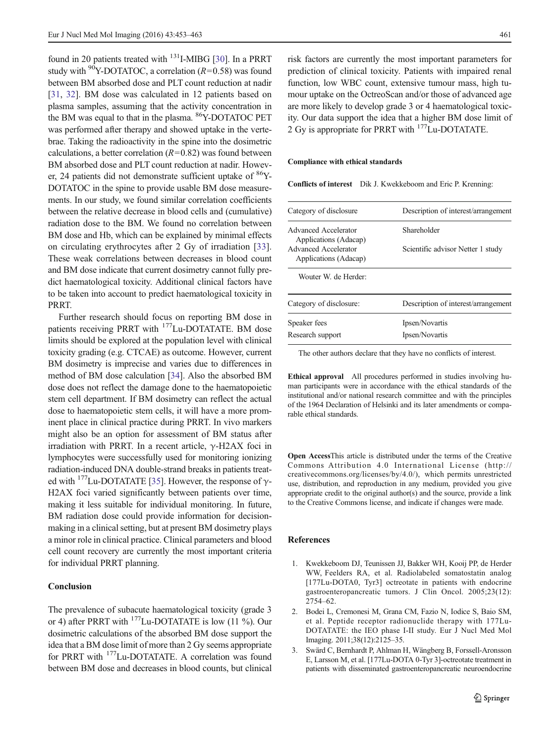found in 20 patients treated with $^{131}$I-MIBG [30]. In a PRRT study with $^{90}$Y-DOTATOC, a correlation ($R=0.58$) was found between BM absorbed dose and PLT count reduction at nadir [31, 32]. BM dose was calculated in 12 patients based on plasma samples, assuming that the activity concentration in the BM was equal to that in the plasma. $^{86}$Y-DOTATOC PET was performed after therapy and showed uptake in the vertebrae. Taking the radioactivity in the spine into the dosimetric calculations, a better correlation ($R=0.82$) was found between BM absorbed dose and PLT count reduction at nadir. However, 24 patients did not demonstrate sufficient uptake of $^{86}$Y-DOTATOC in the spine to provide usable BM dose measurements. In our study, we found similar correlation coefficients between the relative decrease in blood cells and (cumulative) radiation dose to the BM. We found no correlation between BM dose and Hb, which can be explained by minimal effects on circulating erythrocytes after 2 Gy of irradiation [33]. These weak correlations between decreases in blood count and BM dose indicate that current dosimetry cannot fully predict haematological toxicity. Additional clinical factors have to be taken into account to predict haematological toxicity in PRRT.

Further research should focus on reporting BM dose in patients receiving PRRT with $^{177}$Lu-DOTATATE. BM dose limits should be explored at the population level with clinical toxicity grading (e.g. CTCAE) as outcome. However, current BM dosimetry is imprecise and varies due to differences in method of BM dose calculation [34]. Also the absorbed BM dose does not reflect the damage done to the haematopoietic stem cell department. If BM dosimetry can reflect the actual dose to haematopoietic stem cells, it will have a more prominent place in clinical practice during PRRT. In vivo markers might also be an option for assessment of BM status after irradiation with PRRT. In a recent article, γ-H2AX foci in lymphocytes were successfully used for monitoring ionizing radiation-induced DNA double-strand breaks in patients treated with $^{177}$Lu-DOTATATE [35]. However, the response of γ-H2AX foci varied significantly between patients over time, making it less suitable for individual monitoring. In future, BM radiation dose could provide information for decision-making in a clinical setting, but at present BM dosimetry plays a minor role in clinical practice. Clinical parameters and blood cell count recovery are currently the most important criteria for individual PRRT planning.

## Conclusion

The prevalence of subacute haematological toxicity (grade 3 or 4) after PRRT with $^{177}$Lu-DOTATATE is low (11 %). Our dosimetric calculations of the absorbed BM dose support the idea that a BM dose limit of more than 2 Gy seems appropriate for PRRT with $^{177}$Lu-DOTATATE. A correlation was found between BM dose and decreases in blood counts, but clinical risk factors are currently the most important parameters for prediction of clinical toxicity. Patients with impaired renal function, low WBC count, extensive tumour mass, high tumour uptake on the OctreoScan and/or those of advanced age are more likely to develop grade 3 or 4 haematological toxicity. Our data support the idea that a higher BM dose limit of 2 Gy is appropriate for PRRT with $^{177}$Lu-DOTATATE.

**Compliance with ethical standards**

**Conflicts of interest** Dik J. Kwekkeboom and Eric P. Krenning:

| Category of disclosure | Description of interest/arrangement |
|---|---|
| Advanced Accelerator Applications (Adacap) | Shareholder |
| Advanced Accelerator Applications (Adacap) | Scientific advisor Netter 1 study |

Wouter W. de Herder:

| Category of disclosure: | Description of interest/arrangement |
|---|---|
| Speaker fees | Ipsen/Novartis |
| Research support | Ipsen/Novartis |

The other authors declare that they have no conflicts of interest.

**Ethical approval** All procedures performed in studies involving human participants were in accordance with the ethical standards of the institutional and/or national research committee and with the principles of the 1964 Declaration of Helsinki and its later amendments or comparable ethical standards.

**Open Access** This article is distributed under the terms of the Creative Commons Attribution 4.0 International License (http://creativecommons.org/licenses/by/4.0/), which permits unrestricted use, distribution, and reproduction in any medium, provided you give appropriate credit to the original author(s) and the source, provide a link to the Creative Commons license, and indicate if changes were made.

## References

1. Kwekkeboom DJ, Teunissen JJ, Bakker WH, Kooij PP, de Herder WW, Feelders RA, et al. Radiolabeled somatostatin analog [177Lu-DOTA0, Tyr3] octreotate in patients with endocrine gastroenteropancreatic tumors. J Clin Oncol. 2005;23(12): 2754–62.
2. Bodei L, Cremonesi M, Grana CM, Fazio N, Iodice S, Baio SM, et al. Peptide receptor radionuclide therapy with 177Lu-DOTATATE: the IEO phase I-II study. Eur J Nucl Med Mol Imaging. 2011;38(12):2125–35.
3. Swärd C, Bernhardt P, Ahlman H, Wängberg B, Forssell-Aronsson E, Larsson M, et al. [177Lu-DOTA 0-Tyr 3]-octreotate treatment in patients with disseminated gastroenteropancreatic neuroendocrine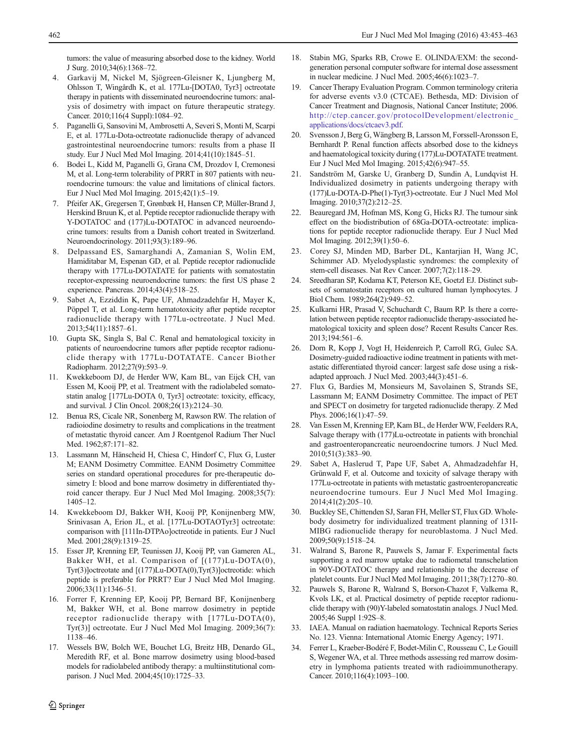tumors: the value of measuring absorbed dose to the kidney. World J Surg. 2010;34(6):1368–72.

4. Garkavij M, Nickel M, Sjögreen-Gleisner K, Ljungberg M, Ohlsson T, Wingårdh K, et al. 177Lu-[DOTA0, Tyr3] octreotate therapy in patients with disseminated neuroendocrine tumors: analysis of dosimetry with impact on future therapeutic strategy. Cancer. 2010;116(4 Suppl):1084–92.
5. Paganelli G, Sansovini M, Ambrosetti A, Severi S, Monti M, Scarpi E, et al. 177Lu-Dota-octreotate radionuclide therapy of advanced gastrointestinal neuroendocrine tumors: results from a phase II study. Eur J Nucl Med Mol Imaging. 2014;41(10):1845–51.
6. Bodei L, Kidd M, Paganelli G, Grana CM, Drozdov I, Cremonesi M, et al. Long-term tolerability of PRRT in 807 patients with neuroendocrine tumours: the value and limitations of clinical factors. Eur J Nucl Med Mol Imaging. 2015;42(1):5–19.
7. Pfeifer AK, Gregersen T, Grønbæk H, Hansen CP, Müller-Brand J, Herskind Bruun K, et al. Peptide receptor radionuclide therapy with Y-DOTATOC and (177)Lu-DOTATOC in advanced neuroendocrine tumors: results from a Danish cohort treated in Switzerland. Neuroendocrinology. 2011;93(3):189–96.
8. Delpassand ES, Samarghandi A, Zamanian S, Wolin EM, Hamiditabar M, Espenan GD, et al. Peptide receptor radionuclide therapy with 177Lu-DOTATATE for patients with somatostatin receptor-expressing neuroendocrine tumors: the first US phase 2 experience. Pancreas. 2014;43(4):518–25.
9. Sabet A, Ezziddin K, Pape UF, Ahmadzadehfar H, Mayer K, Pöppel T, et al. Long-term hematotoxicity after peptide receptor radionuclide therapy with 177Lu-octreotate. J Nucl Med. 2013;54(11):1857–61.
10. Gupta SK, Singla S, Bal C. Renal and hematological toxicity in patients of neuroendocrine tumors after peptide receptor radionuclide therapy with 177Lu-DOTATATE. Cancer Biother Radiopharm. 2012;27(9):593–9.
11. Kwekkeboom DJ, de Herder WW, Kam BL, van Eijck CH, van Essen M, Kooij PP, et al. Treatment with the radiolabeled somatostatin analog [177Lu-DOTA 0, Tyr3] octreotate: toxicity, efficacy, and survival. J Clin Oncol. 2008;26(13):2124–30.
12. Benua RS, Cicale NR, Sonenberg M, Rawson RW. The relation of radioiodine dosimetry to results and complications in the treatment of metastatic thyroid cancer. Am J Roentgenol Radium Ther Nucl Med. 1962;87:171–82.
13. Lassmann M, Hänscheid H, Chiesa C, Hindorf C, Flux G, Luster M; EANM Dosimetry Committee. EANM Dosimetry Committee series on standard operational procedures for pre-therapeutic dosimetry I: blood and bone marrow dosimetry in differentiated thyroid cancer therapy. Eur J Nucl Med Mol Imaging. 2008;35(7): 1405–12.
14. Kwekkeboom DJ, Bakker WH, Kooij PP, Konijnenberg MW, Srinivasan A, Erion JL, et al. [177Lu-DOTAOTyr3] octreotate: comparison with [111In-DTPAo]octreotide in patients. Eur J Nucl Med. 2001;28(9):1319–25.
15. Esser JP, Krenning EP, Teunissen JJ, Kooij PP, van Gameren AL, Bakker WH, et al. Comparison of [(177)Lu-DOTA(0), Tyr(3)]octreotate and [(177)Lu-DOTA(0),Tyr(3)]octreotide: which peptide is preferable for PRRT? Eur J Nucl Med Mol Imaging. 2006;33(11):1346–51.
16. Forrer F, Krenning EP, Kooij PP, Bernard BF, Konijnenberg M, Bakker WH, et al. Bone marrow dosimetry in peptide receptor radionuclide therapy with [177Lu-DOTA(0), Tyr(3)] octreotate. Eur J Nucl Med Mol Imaging. 2009;36(7): 1138–46.
17. Wessels BW, Bolch WE, Bouchet LG, Breitz HB, Denardo GL, Meredith RF, et al. Bone marrow dosimetry using blood-based models for radiolabeled antibody therapy: a multiinstitutional comparison. J Nucl Med. 2004;45(10):1725–33.
18. Stabin MG, Sparks RB, Crowe E. OLINDA/EXM: the second-generation personal computer software for internal dose assessment in nuclear medicine. J Nucl Med. 2005;46(6):1023–7.
19. Cancer Therapy Evaluation Program. Common terminology criteria for adverse events v3.0 (CTCAE). Bethesda, MD: Division of Cancer Treatment and Diagnosis, National Cancer Institute; 2006. http://ctep.cancer.gov/protocolDevelopment/electronic_applications/docs/ctcaev3.pdf.
20. Svensson J, Berg G, Wängberg B, Larsson M, Forssell-Aronsson E, Bernhardt P. Renal function affects absorbed dose to the kidneys and haematological toxicity during (177)Lu-DOTATATE treatment. Eur J Nucl Med Mol Imaging. 2015;42(6):947–55.
21. Sandström M, Garske U, Granberg D, Sundin A, Lundqvist H. Individualized dosimetry in patients undergoing therapy with (177)Lu-DOTA-D-Phe(1)-Tyr(3)-octreotate. Eur J Nucl Med Mol Imaging. 2010;37(2):212–25.
22. Beauregard JM, Hofman MS, Kong G, Hicks RJ. The tumour sink effect on the biodistribution of 68Ga-DOTA-octreotate: implications for peptide receptor radionuclide therapy. Eur J Nucl Med Mol Imaging. 2012;39(1):50–6.
23. Corey SJ, Minden MD, Barber DL, Kantarjian H, Wang JC, Schimmer AD. Myelodysplastic syndromes: the complexity of stem-cell diseases. Nat Rev Cancer. 2007;7(2):118–29.
24. Sreedharan SP, Kodama KT, Peterson KE, Goetzl EJ. Distinct subsets of somatostatin receptors on cultured human lymphocytes. J Biol Chem. 1989;264(2):949–52.
25. Kulkarni HR, Prasad V, Schuchardt C, Baum RP. Is there a correlation between peptide receptor radionuclide therapy-associated hematological toxicity and spleen dose? Recent Results Cancer Res. 2013;194:561–6.
26. Dorn R, Kopp J, Vogt H, Heidenreich P, Carroll RG, Gulec SA. Dosimetry-guided radioactive iodine treatment in patients with metastatic differentiated thyroid cancer: largest safe dose using a risk-adapted approach. J Nucl Med. 2003;44(3):451–6.
27. Flux G, Bardies M, Monsieurs M, Savolainen S, Strands SE, Lassmann M; EANM Dosimetry Committee. The impact of PET and SPECT on dosimetry for targeted radionuclide therapy. Z Med Phys. 2006;16(1):47–59.
28. Van Essen M, Krenning EP, Kam BL, de Herder WW, Feelders RA, Salvage therapy with (177)Lu-octreotate in patients with bronchial and gastroenteropancreatic neuroendocrine tumors. J Nucl Med. 2010;51(3):383–90.
29. Sabet A, Haslerud T, Pape UF, Sabet A, Ahmadzadehfar H, Grünwald F, et al. Outcome and toxicity of salvage therapy with 177Lu-octreotate in patients with metastatic gastroenteropancreatic neuroendocrine tumours. Eur J Nucl Med Mol Imaging. 2014;41(2):205–10.
30. Buckley SE, Chittenden SJ, Saran FH, Meller ST, Flux GD. Whole-body dosimetry for individualized treatment planning of 131I-MIBG radionuclide therapy for neuroblastoma. J Nucl Med. 2009;50(9):1518–24.
31. Walrand S, Barone R, Pauwels S, Jamar F. Experimental facts supporting a red marrow uptake due to radiometal transchelation in 90Y-DOTATOC therapy and relationship to the decrease of platelet counts. Eur J Nucl Med Mol Imaging. 2011;38(7):1270–80.
32. Pauwels S, Barone R, Walrand S, Borson-Chazot F, Valkema R, Kvols LK, et al. Practical dosimetry of peptide receptor radionuclide therapy with (90)Y-labeled somatostatin analogs. J Nucl Med. 2005;46 Suppl 1:92S–8.
33. IAEA. Manual on radiation haematology. Technical Reports Series No. 123. Vienna: International Atomic Energy Agency; 1971.
34. Ferrer L, Kraeber-Bodéré F, Bodet-Milin C, Rousseau C, Le Gouill S, Wegener WA, et al. Three methods assessing red marrow dosimetry in lymphoma patients treated with radioimmunotherapy. Cancer. 2010;116(4):1093–100.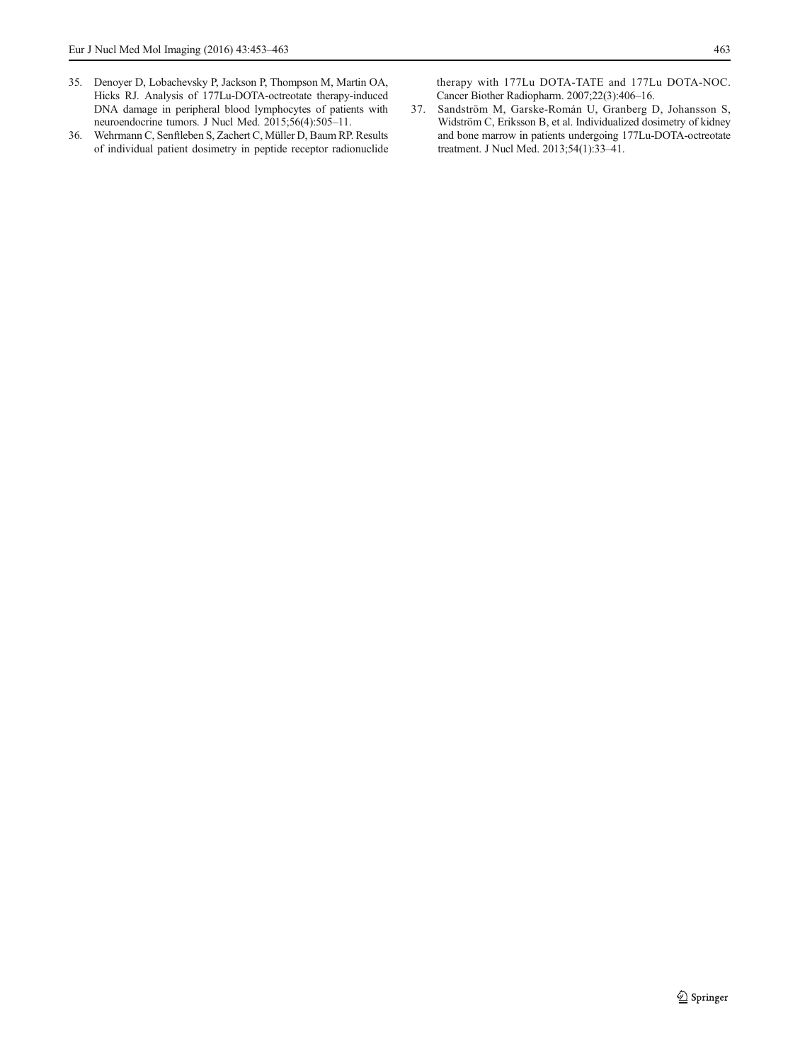35. Denoyer D, Lobachevsky P, Jackson P, Thompson M, Martin OA, Hicks RJ. Analysis of 177Lu-DOTA-octreotate therapy-induced DNA damage in peripheral blood lymphocytes of patients with neuroendocrine tumors. J Nucl Med. 2015;56(4):505–11.
36. Wehrmann C, Senftleben S, Zachert C, Müller D, Baum RP. Results of individual patient dosimetry in peptide receptor radionuclide therapy with 177Lu DOTA-TATE and 177Lu DOTA-NOC. Cancer Biother Radiopharm. 2007;22(3):406–16.
37. Sandström M, Garske-Román U, Granberg D, Johansson S, Widström C, Eriksson B, et al. Individualized dosimetry of kidney and bone marrow in patients undergoing 177Lu-DOTA-octreotate treatment. J Nucl Med. 2013;54(1):33–41.